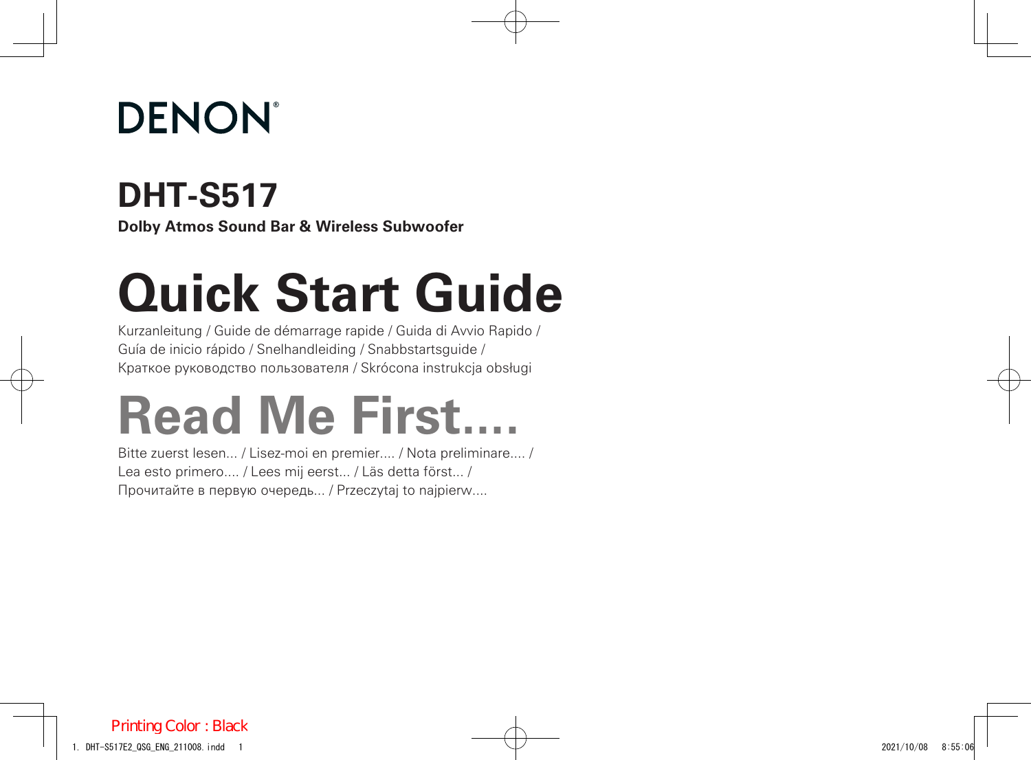DENON®

# DHT-S517

**Dolby Atmos Sound Bar & Wireless Subwoofer**

# Quick Start Guide

Kurzanleitung / Guide de démarrage rapide / Guida di Avvio Rapido / Guía de inicio rápido / Snelhandleiding / Snabbstartsguide / Краткое руководство пользователя / Skrócona instrukcja obsługi

# Read Me First....

Bitte zuerst lesen... / Lisez-moi en premier.... / Nota preliminare.... / Lea esto primero.... / Lees mij eerst... / Läs detta först... / Прочитайте в первую очередь... / Przeczytaj to najpierw....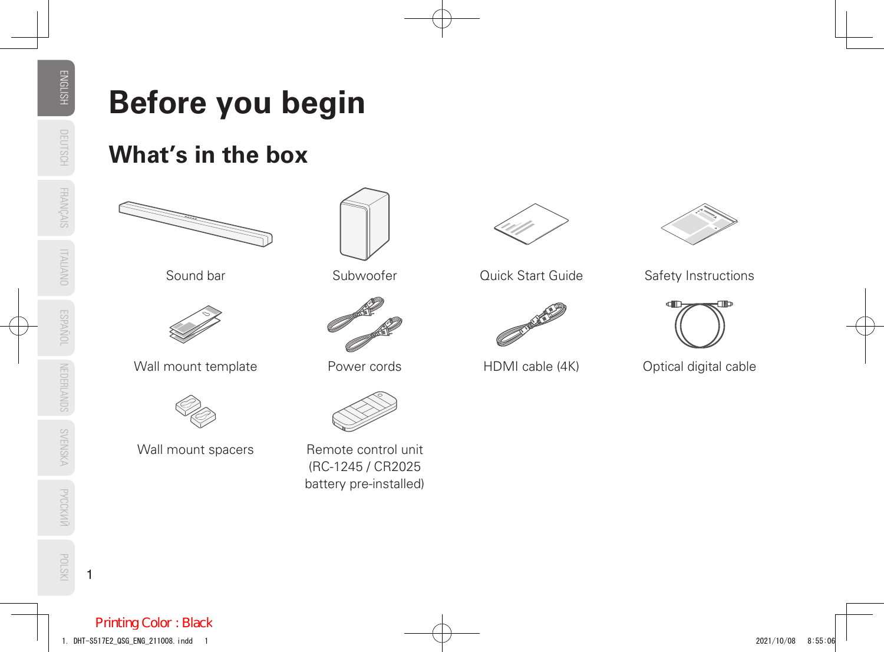# Before you begin

## What's in the box

Sound bar

Subwoofer

Quick Start Guide

Safety Instructions

Wall mount template

Power cords

HDMI cable (4K)

Optical digital cable

Wall mount spacers

Remote control unit (RC-1245 / CR2025 battery pre-installed)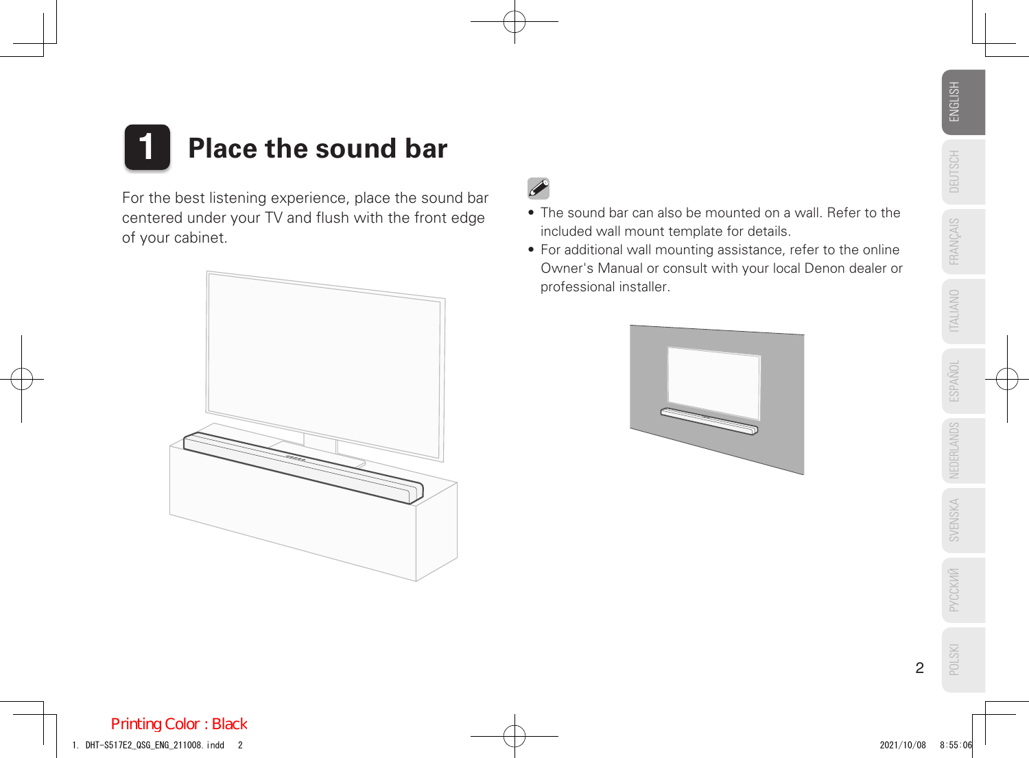# 1 Place the sound bar

For the best listening experience, place the sound bar centered under your TV and flush with the front edge of your cabinet.

- The sound bar can also be mounted on a wall. Refer to the included wall mount template for details.
- For additional wall mounting assistance, refer to the online Owner's Manual or consult with your local Denon dealer or professional installer.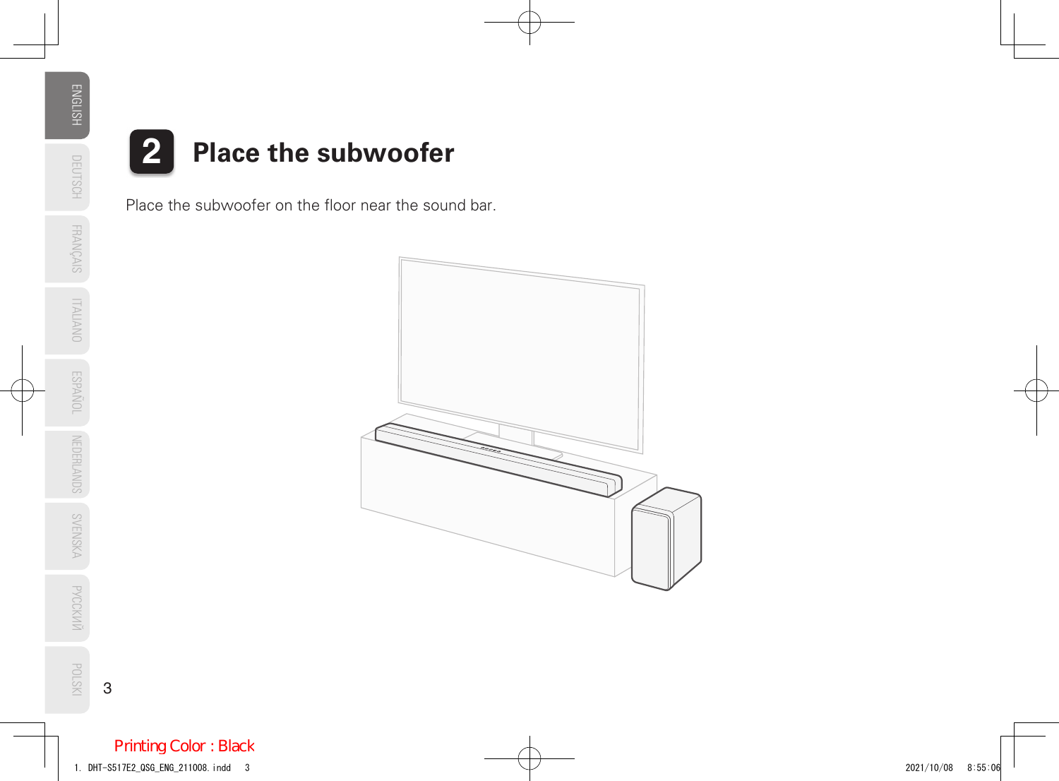## 2 Place the subwoofer

Place the subwoofer on the floor near the sound bar.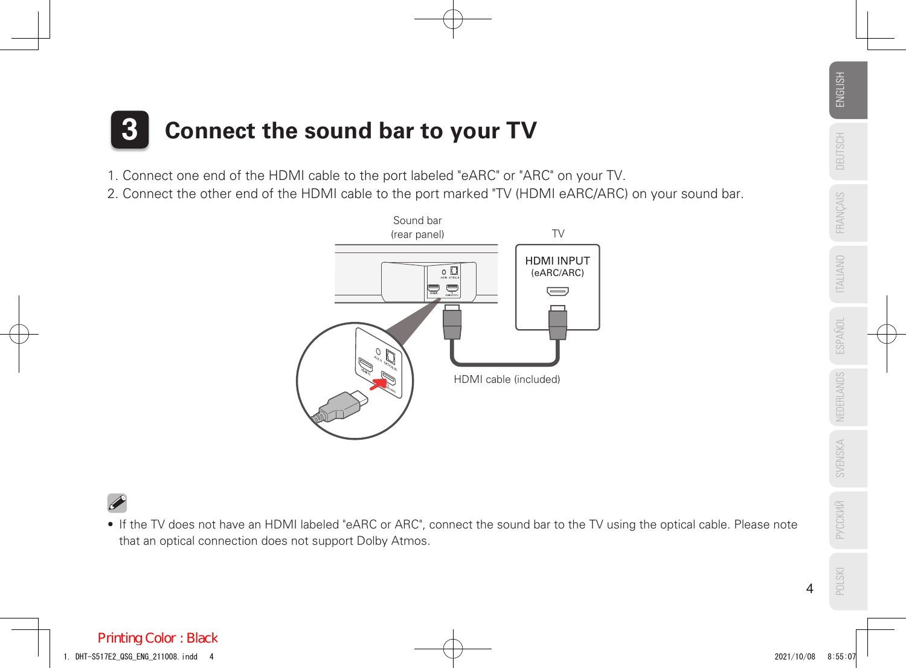# 3 Connect the sound bar to your TV

1. Connect one end of the HDMI cable to the port labeled "eARC" or "ARC" on your TV.
2. Connect the other end of the HDMI cable to the port marked "TV (HDMI eARC/ARC) on your sound bar.

Sound bar (rear panel)

TV

HDMI INPUT (eARC/ARC)

HDMI cable (included)

- If the TV does not have an HDMI labeled "eARC or ARC", connect the sound bar to the TV using the optical cable. Please note that an optical connection does not support Dolby Atmos.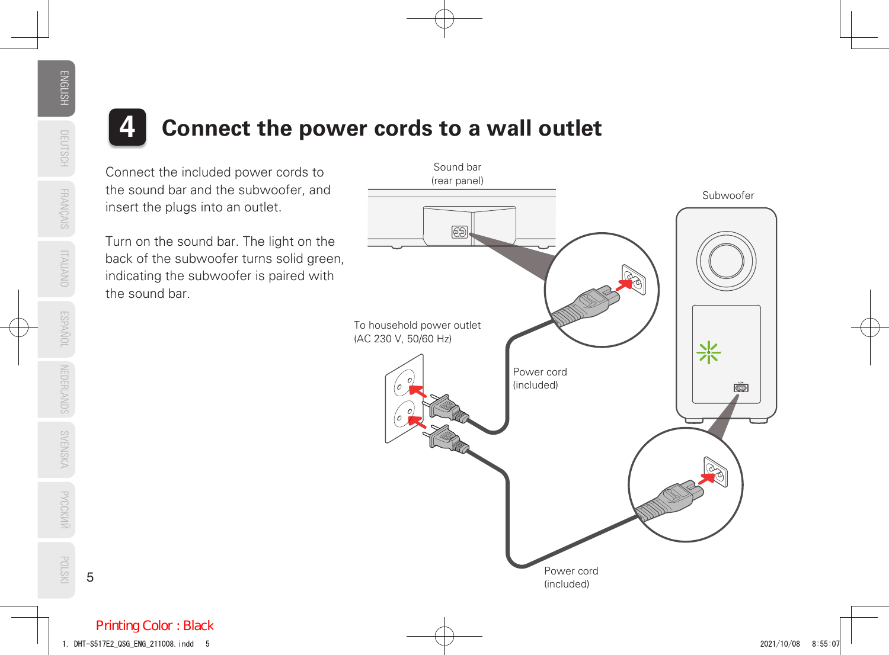# 4 Connect the power cords to a wall outlet

Connect the included power cords to the sound bar and the subwoofer, and insert the plugs into an outlet.

Turn on the sound bar. The light on the back of the subwoofer turns solid green, indicating the subwoofer is paired with the sound bar.

Sound bar (rear panel)

Subwoofer

To household power outlet (AC 230 V, 50/60 Hz)

Power cord (included)

Power cord (included)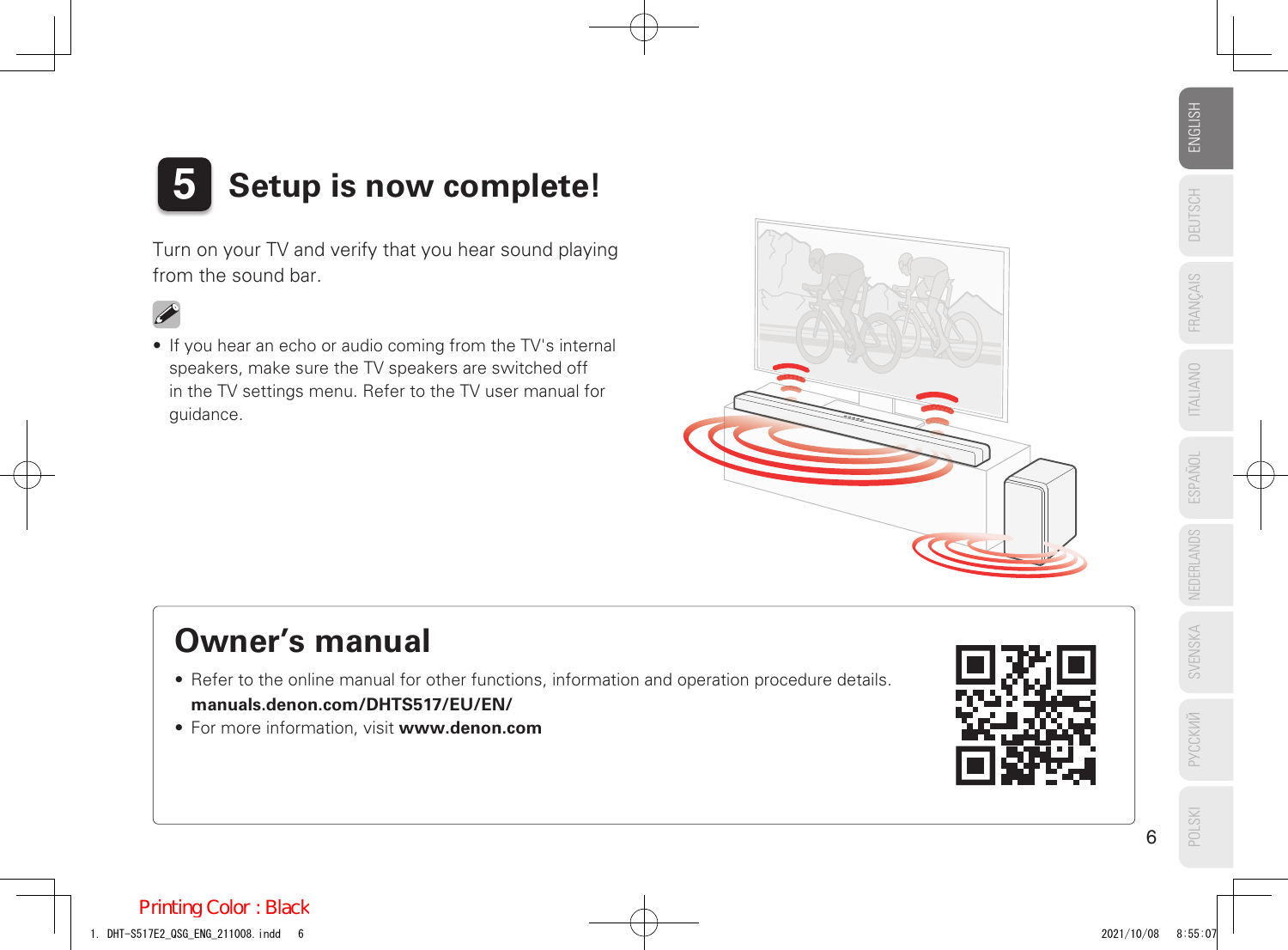## 5 Setup is now complete!

Turn on your TV and verify that you hear sound playing from the sound bar.

- If you hear an echo or audio coming from the TV's internal speakers, make sure the TV speakers are switched off in the TV settings menu. Refer to the TV user manual for guidance.

## Owner's manual

- Refer to the online manual for other functions, information and operation procedure details.
  **manuals.denon.com/DHTS517/EU/EN/**
- For more information, visit **www.denon.com**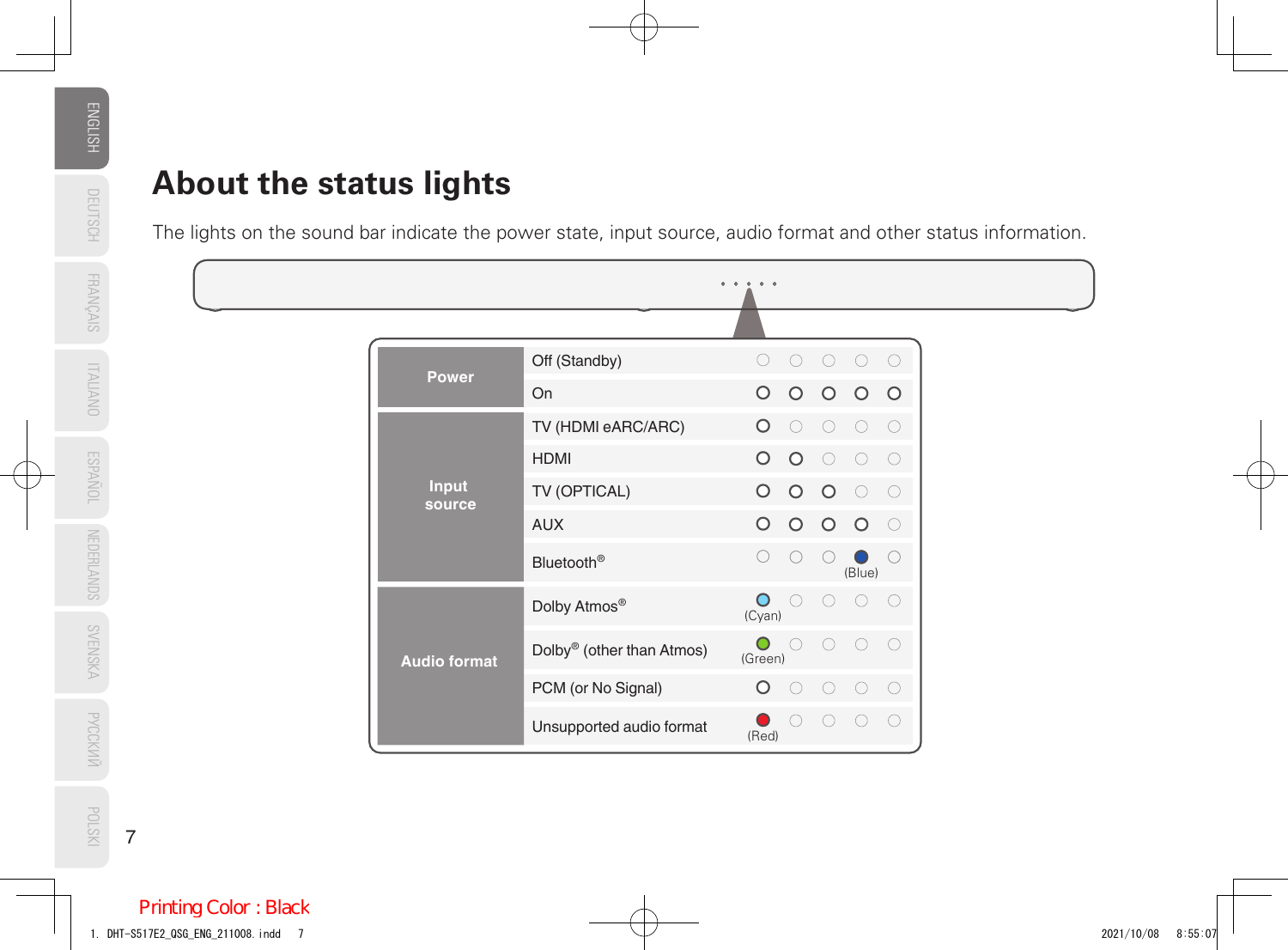# About the status lights

The lights on the sound bar indicate the power state, input source, audio format and other status information.

| | | 1 | 2 | 3 | 4 | 5 |
|---|---|---|---|---|---|---|
| **Power** | Off (Standby) | ○ | ○ | ○ | ○ | ○ |
| | On | ● | ● | ● | ● | ● |
| **Input source** | TV (HDMI eARC/ARC) | ● | ○ | ○ | ○ | ○ |
| | HDMI | ● | ● | ○ | ○ | ○ |
| | TV (OPTICAL) | ● | ● | ● | ○ | ○ |
| | AUX | ● | ● | ● | ● | ○ |
| | Bluetooth® | ○ | ○ | ○ | ● (Blue) | ○ |
| **Audio format** | Dolby Atmos® | ● (Cyan) | ○ | ○ | ○ | ○ |
| | Dolby® (other than Atmos) | ● (Green) | ○ | ○ | ○ | ○ |
| | PCM (or No Signal) | ● | ○ | ○ | ○ | ○ |
| | Unsupported audio format | ● (Red) | ○ | ○ | ○ | ○ |

● = lit, ○ = off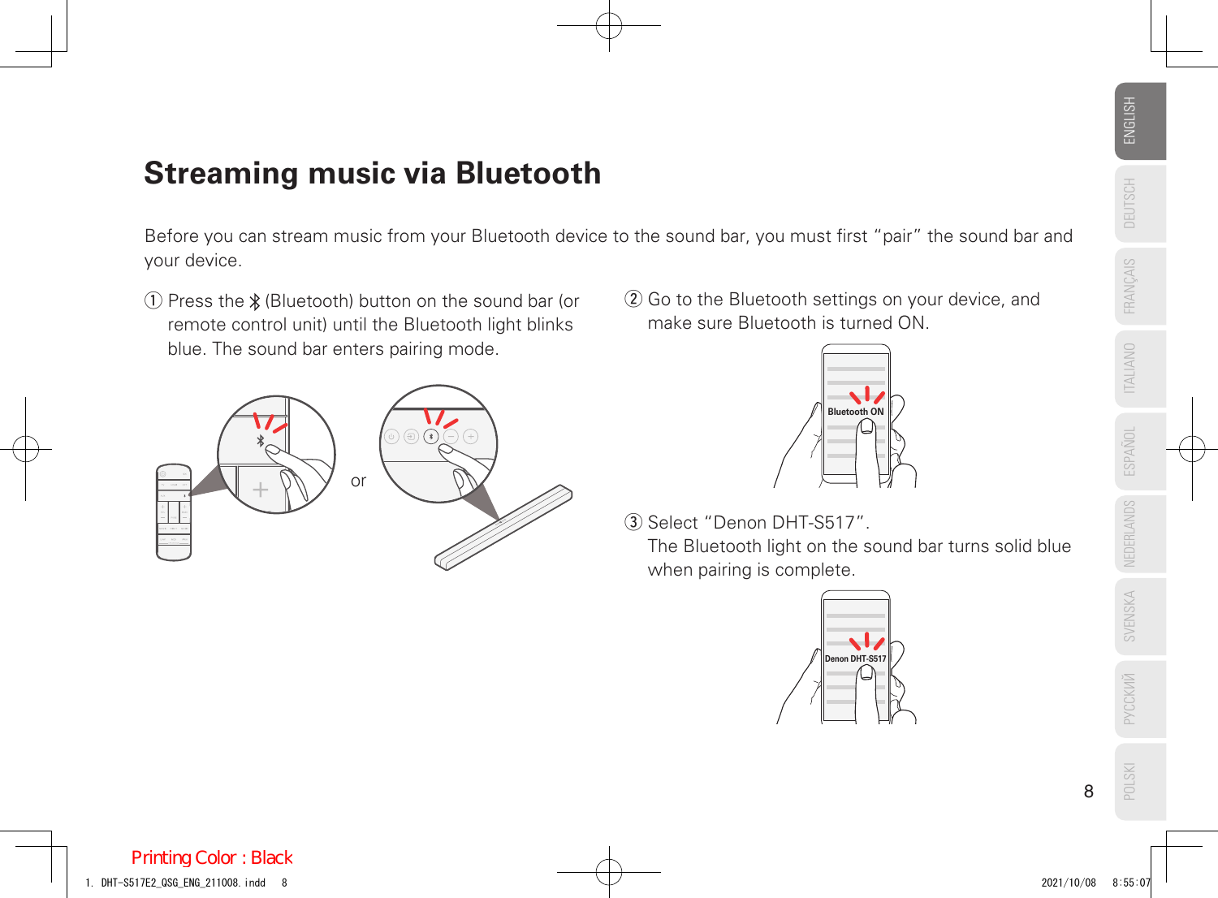# Streaming music via Bluetooth

Before you can stream music from your Bluetooth device to the sound bar, you must first “pair” the sound bar and your device.

① Press the ✱ (Bluetooth) button on the sound bar (or remote control unit) until the Bluetooth light blinks blue. The sound bar enters pairing mode.

or

② Go to the Bluetooth settings on your device, and make sure Bluetooth is turned ON.

Bluetooth ON

③ Select “Denon DHT-S517”.
The Bluetooth light on the sound bar turns solid blue when pairing is complete.

Denon DHT-S517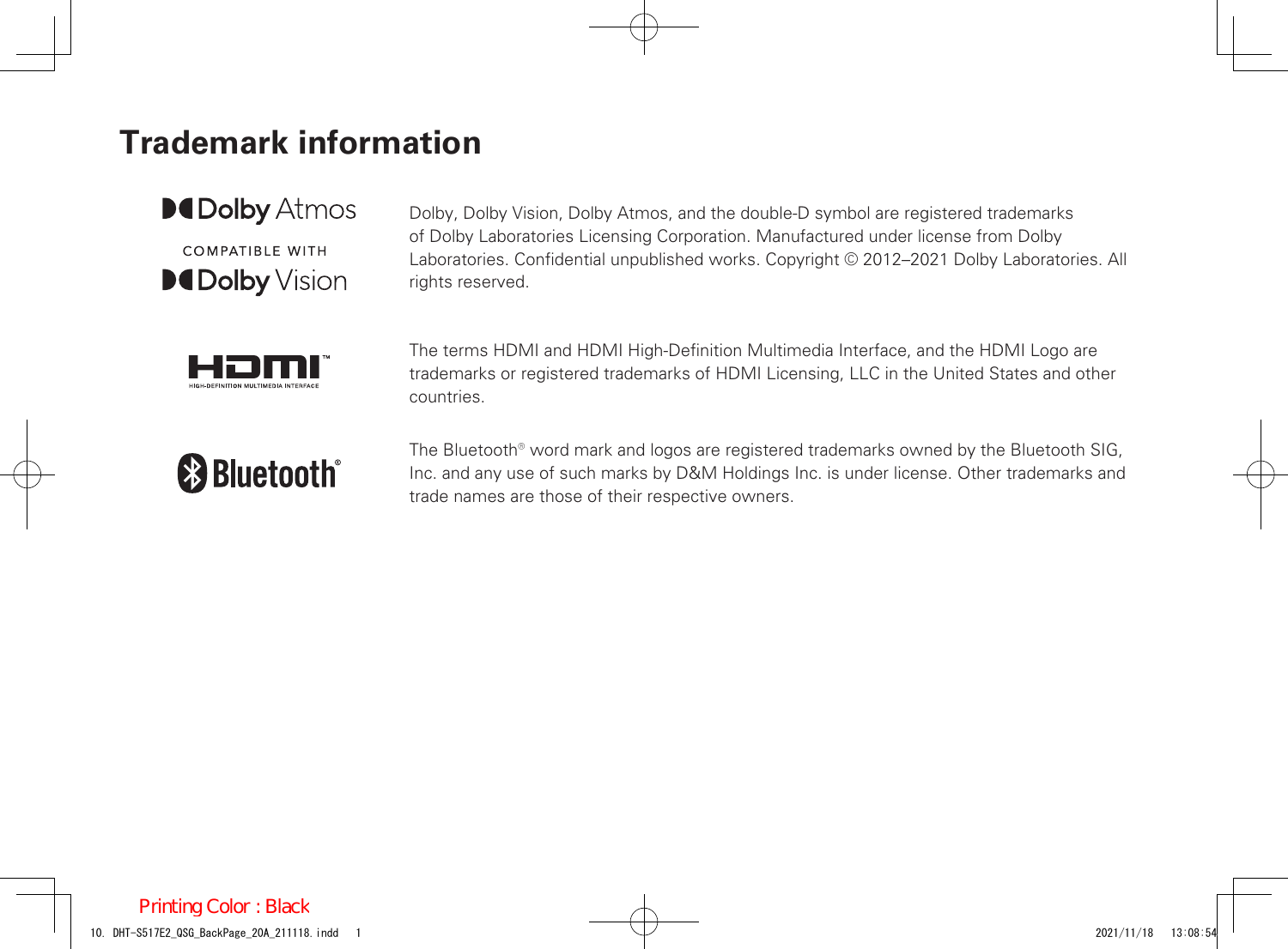# Trademark information

Dolby Atmos

COMPATIBLE WITH Dolby Vision

Dolby, Dolby Vision, Dolby Atmos, and the double-D symbol are registered trademarks of Dolby Laboratories Licensing Corporation. Manufactured under license from Dolby Laboratories. Confidential unpublished works. Copyright © 2012–2021 Dolby Laboratories. All rights reserved.

HDMI HIGH-DEFINITION MULTIMEDIA INTERFACE

The terms HDMI and HDMI High-Definition Multimedia Interface, and the HDMI Logo are trademarks or registered trademarks of HDMI Licensing, LLC in the United States and other countries.

Bluetooth®

The Bluetooth® word mark and logos are registered trademarks owned by the Bluetooth SIG, Inc. and any use of such marks by D&M Holdings Inc. is under license. Other trademarks and trade names are those of their respective owners.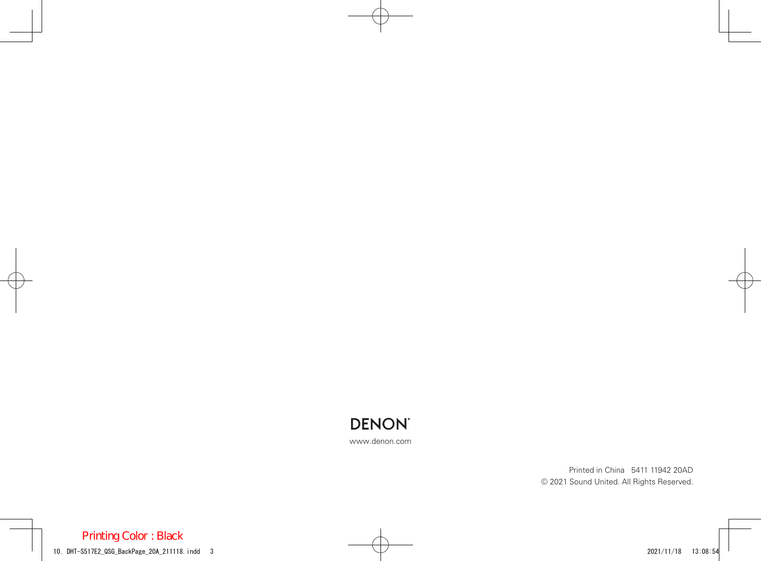DENON®

www.denon.com

Printed in China 5411 11942 20AD
© 2021 Sound United. All Rights Reserved.